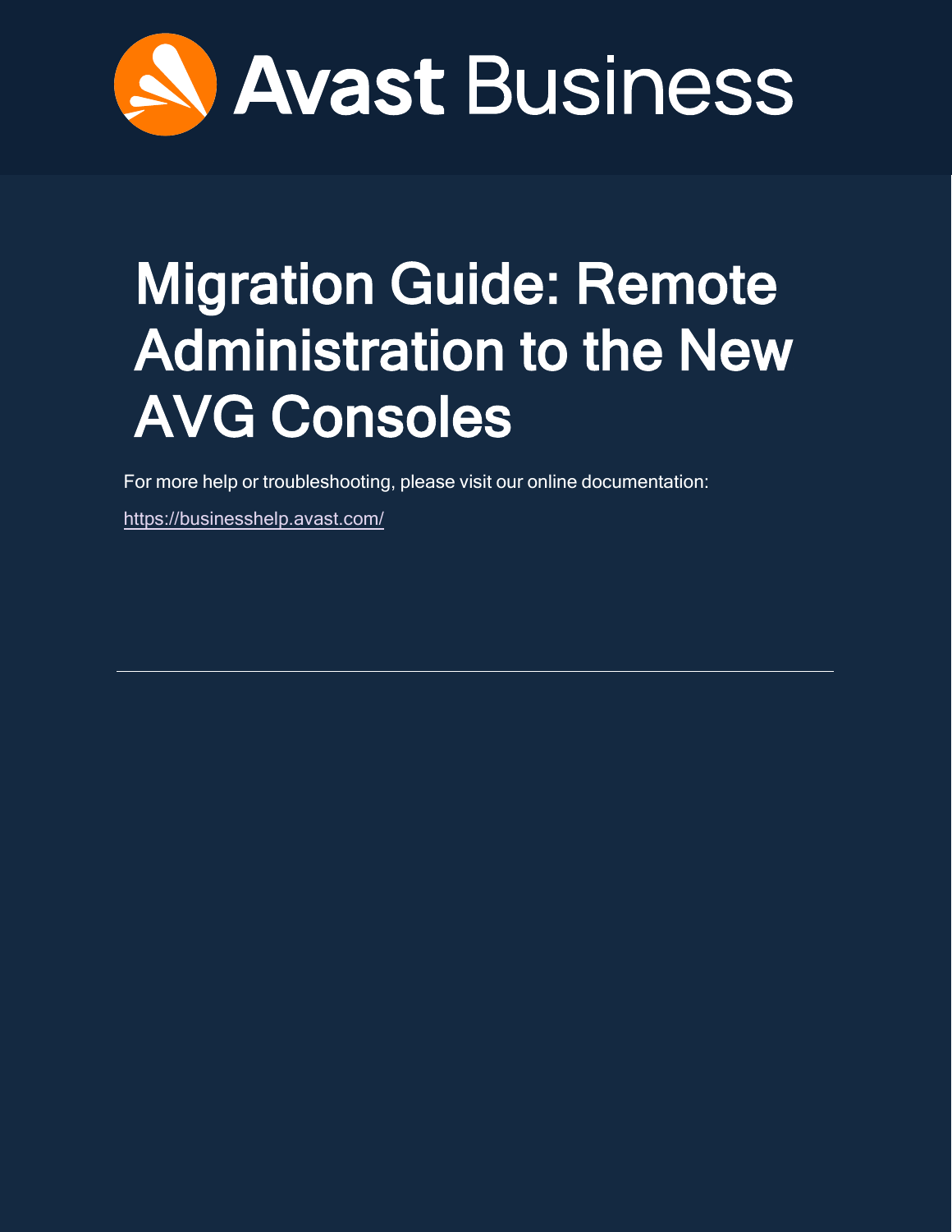Avast Business

# Migration Guide: Remote Administration to the New AVG Consoles

For more help or troubleshooting, please visit our online documentation:

https://businesshelp.avast.com/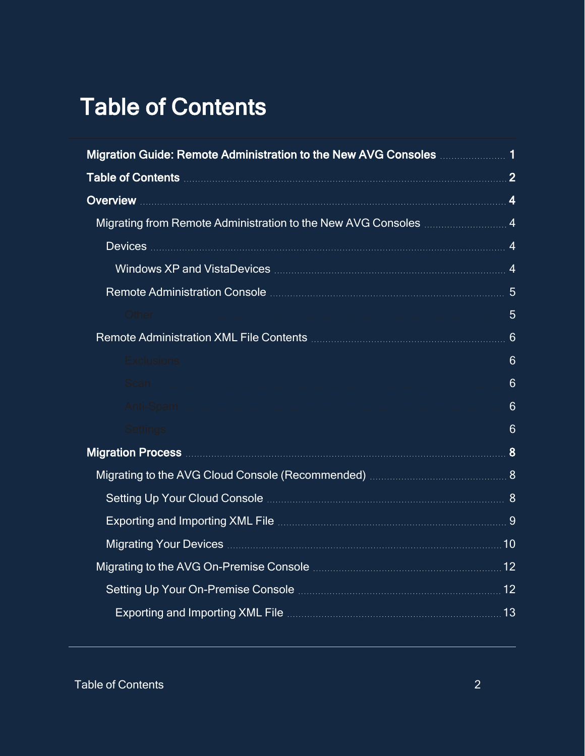# Table of Contents

- **Migration Guide: Remote Administration to the New AVG Consoles** ..... 1
- **Table of Contents** ..... 2
- **Overview** ..... 4
  - Migrating from Remote Administration to the New AVG Consoles ..... 4
    - Devices ..... 4
      - Windows XP and VistaDevices ..... 4
    - Remote Administration Console ..... 5
      - Other ..... 5
  - Remote Administration XML File Contents ..... 6
      - Exclusions ..... 6
      - Scan ..... 6
      - Anti-Spam ..... 6
      - Settings ..... 6
- **Migration Process** ..... 8
  - Migrating to the AVG Cloud Console (Recommended) ..... 8
    - Setting Up Your Cloud Console ..... 8
    - Exporting and Importing XML File ..... 9
    - Migrating Your Devices ..... 10
  - Migrating to the AVG On-Premise Console ..... 12
    - Setting Up Your On-Premise Console ..... 12
      - Exporting and Importing XML File ..... 13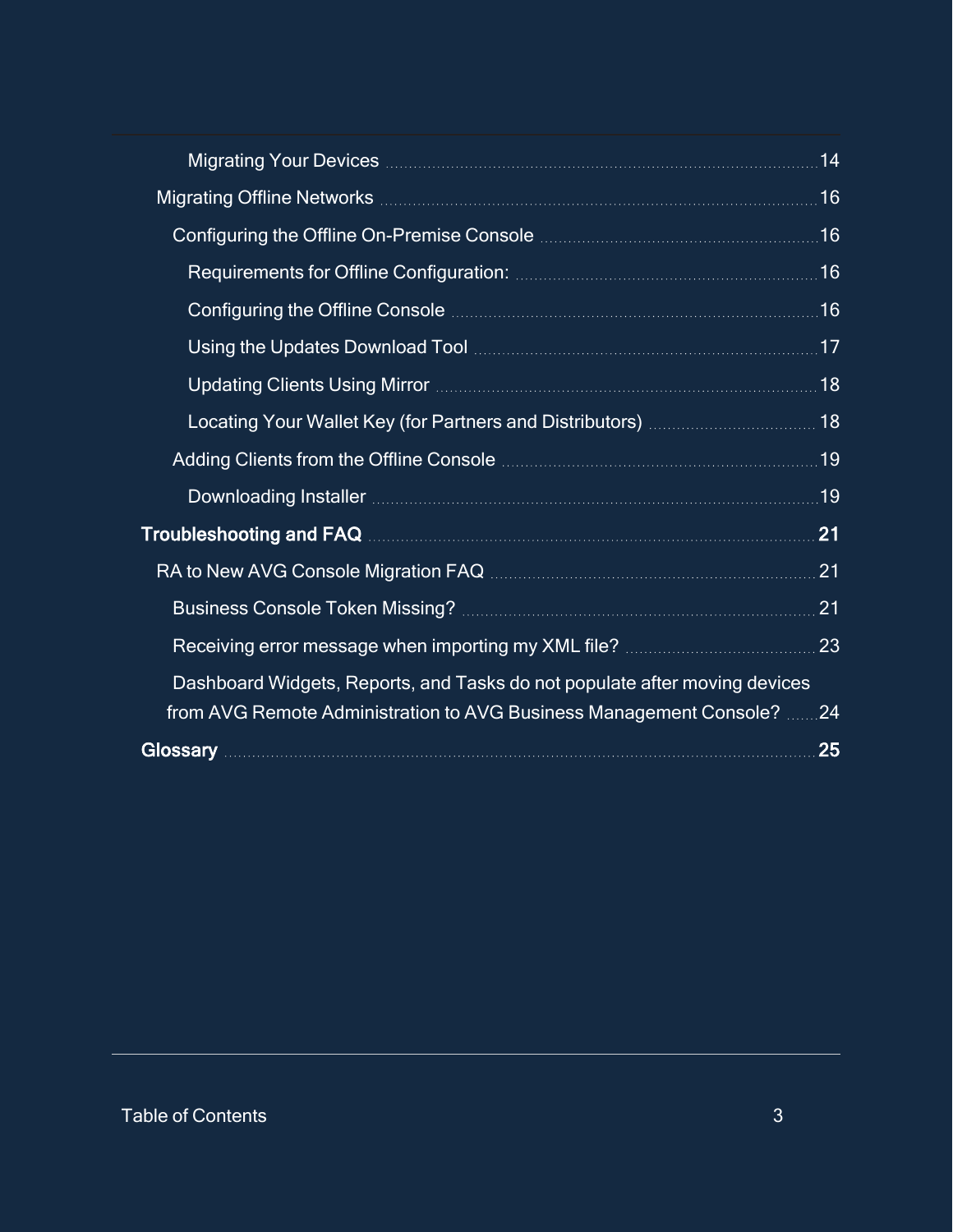- Migrating Your Devices ... 14
- Migrating Offline Networks ... 16
  - Configuring the Offline On-Premise Console ... 16
    - Requirements for Offline Configuration: ... 16
    - Configuring the Offline Console ... 16
    - Using the Updates Download Tool ... 17
    - Updating Clients Using Mirror ... 18
    - Locating Your Wallet Key (for Partners and Distributors) ... 18
  - Adding Clients from the Offline Console ... 19
    - Downloading Installer ... 19

**Troubleshooting and FAQ ... 21**

- RA to New AVG Console Migration FAQ ... 21
  - Business Console Token Missing? ... 21
  - Receiving error message when importing my XML file? ... 23
  - Dashboard Widgets, Reports, and Tasks do not populate after moving devices from AVG Remote Administration to AVG Business Management Console? ... 24

**Glossary ... 25**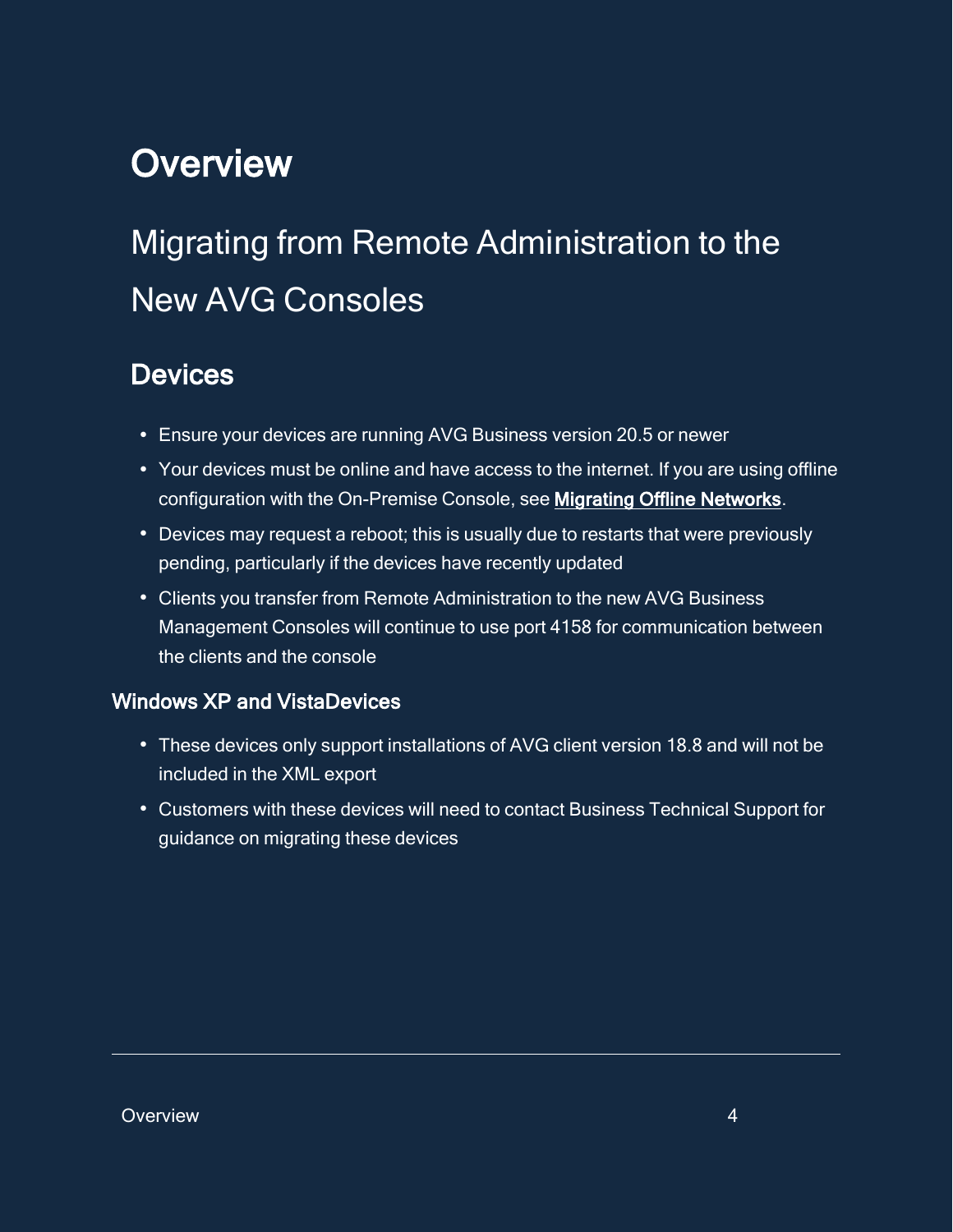# Overview

## Migrating from Remote Administration to the New AVG Consoles

### Devices

- Ensure your devices are running AVG Business version 20.5 or newer
- Your devices must be online and have access to the internet. If you are using offline configuration with the On-Premise Console, see **Migrating Offline Networks**.
- Devices may request a reboot; this is usually due to restarts that were previously pending, particularly if the devices have recently updated
- Clients you transfer from Remote Administration to the new AVG Business Management Consoles will continue to use port 4158 for communication between the clients and the console

#### Windows XP and VistaDevices

- These devices only support installations of AVG client version 18.8 and will not be included in the XML export
- Customers with these devices will need to contact Business Technical Support for guidance on migrating these devices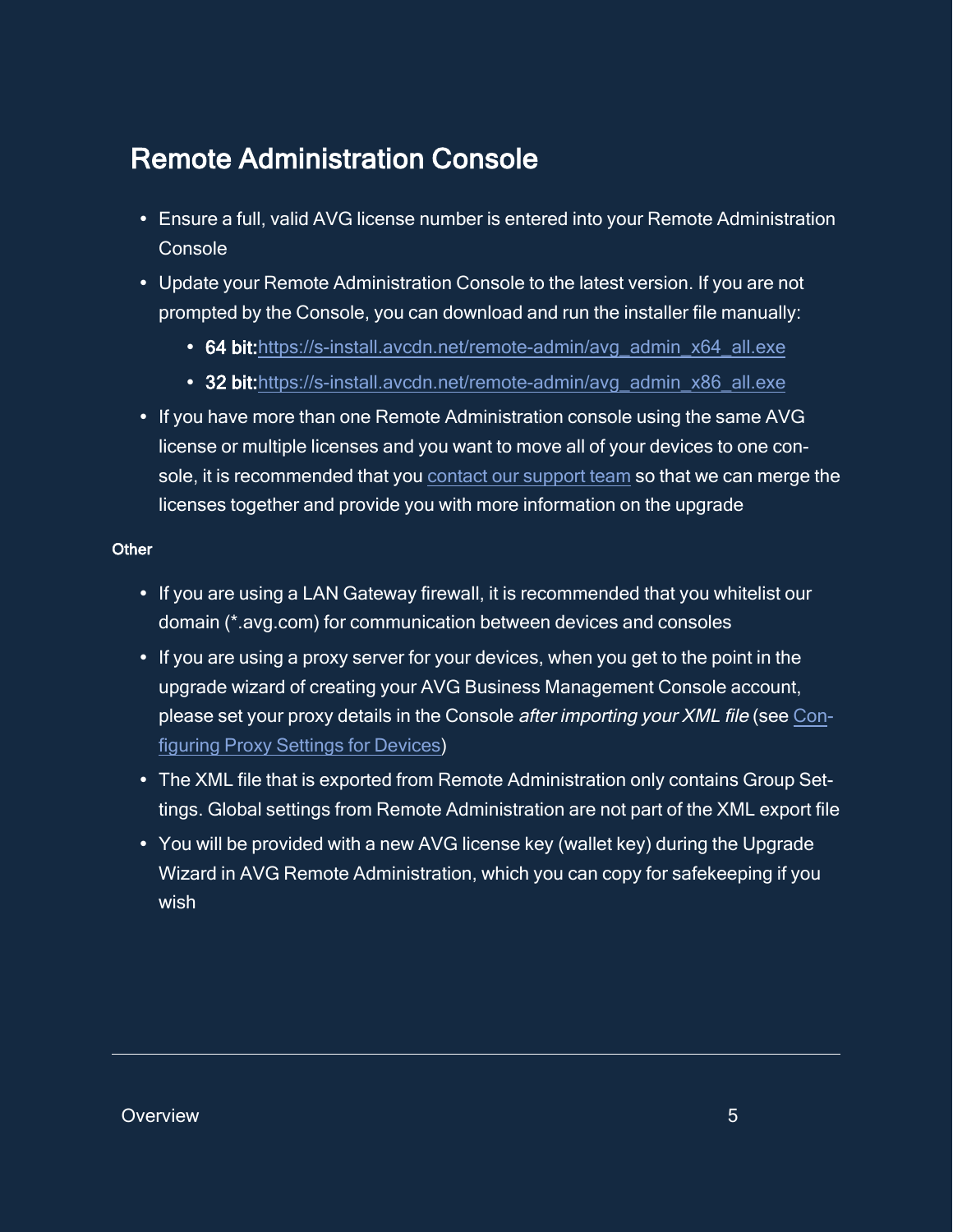## Remote Administration Console

- Ensure a full, valid AVG license number is entered into your Remote Administration Console
- Update your Remote Administration Console to the latest version. If you are not prompted by the Console, you can download and run the installer file manually:
  - **64 bit:**https://s-install.avcdn.net/remote-admin/avg_admin_x64_all.exe
  - **32 bit:**https://s-install.avcdn.net/remote-admin/avg_admin_x86_all.exe
- If you have more than one Remote Administration console using the same AVG license or multiple licenses and you want to move all of your devices to one console, it is recommended that you contact our support team so that we can merge the licenses together and provide you with more information on the upgrade

#### Other

- If you are using a LAN Gateway firewall, it is recommended that you whitelist our domain (*.avg.com) for communication between devices and consoles
- If you are using a proxy server for your devices, when you get to the point in the upgrade wizard of creating your AVG Business Management Console account, please set your proxy details in the Console *after importing your XML file* (see Configuring Proxy Settings for Devices)
- The XML file that is exported from Remote Administration only contains Group Settings. Global settings from Remote Administration are not part of the XML export file
- You will be provided with a new AVG license key (wallet key) during the Upgrade Wizard in AVG Remote Administration, which you can copy for safekeeping if you wish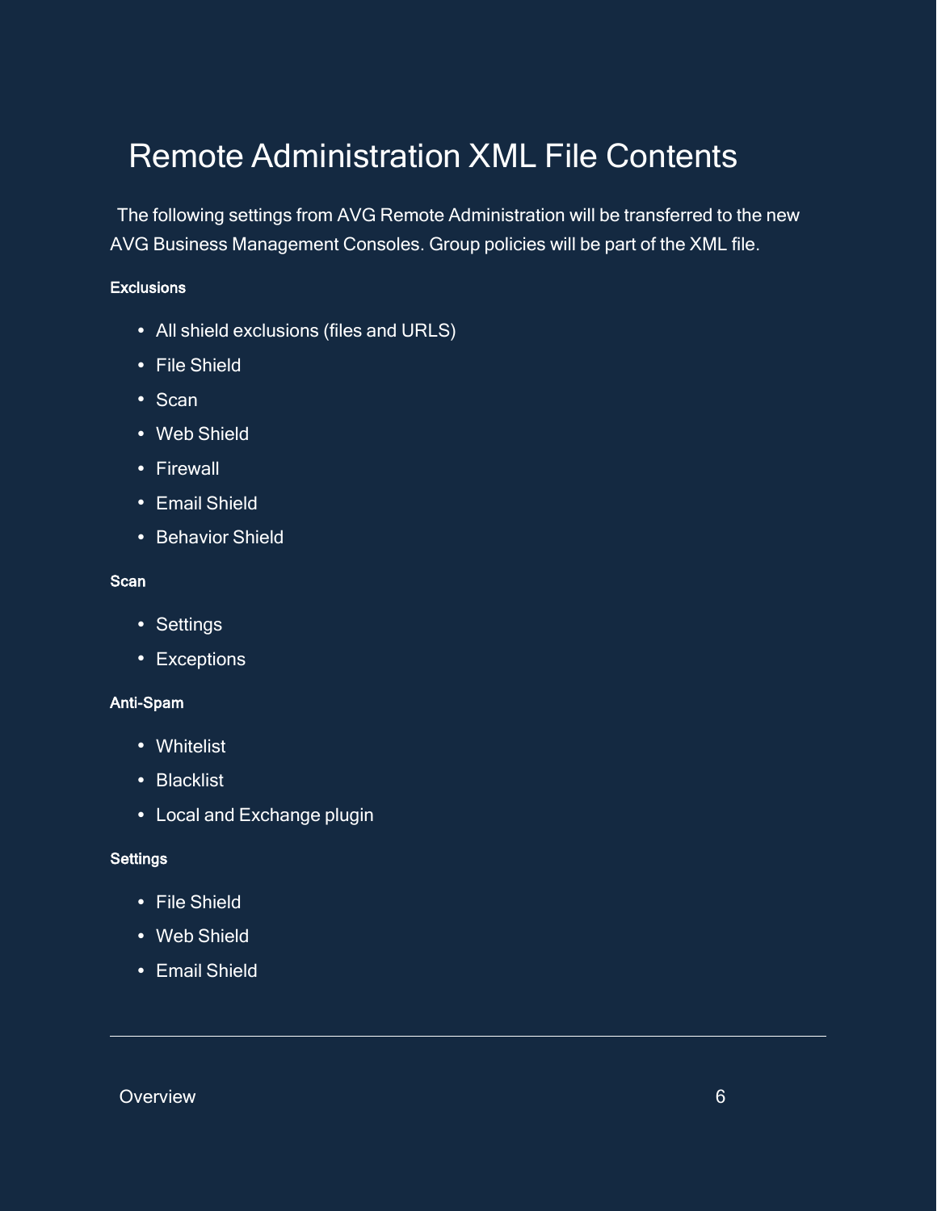# Remote Administration XML File Contents

The following settings from AVG Remote Administration will be transferred to the new AVG Business Management Consoles. Group policies will be part of the XML file.

**Exclusions**

- All shield exclusions (files and URLS)
- File Shield
- Scan
- Web Shield
- Firewall
- Email Shield
- Behavior Shield

**Scan**

- Settings
- Exceptions

**Anti-Spam**

- Whitelist
- Blacklist
- Local and Exchange plugin

**Settings**

- File Shield
- Web Shield
- Email Shield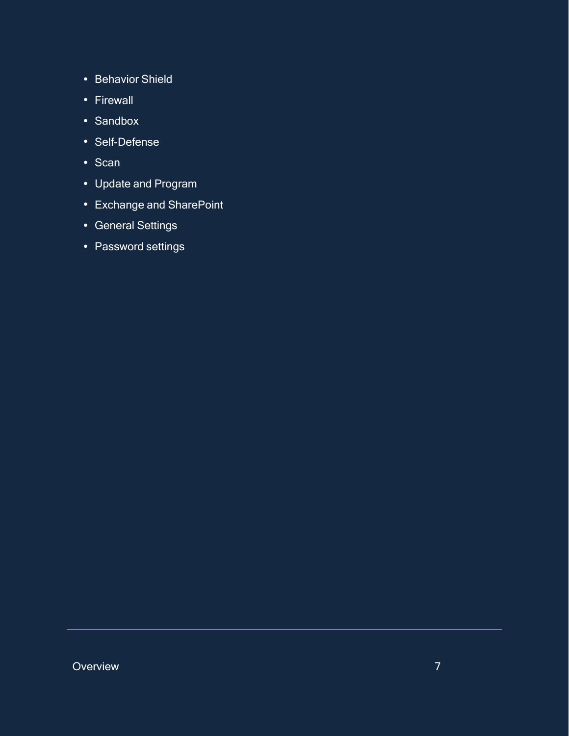- Behavior Shield
- Firewall
- Sandbox
- Self-Defense
- Scan
- Update and Program
- Exchange and SharePoint
- General Settings
- Password settings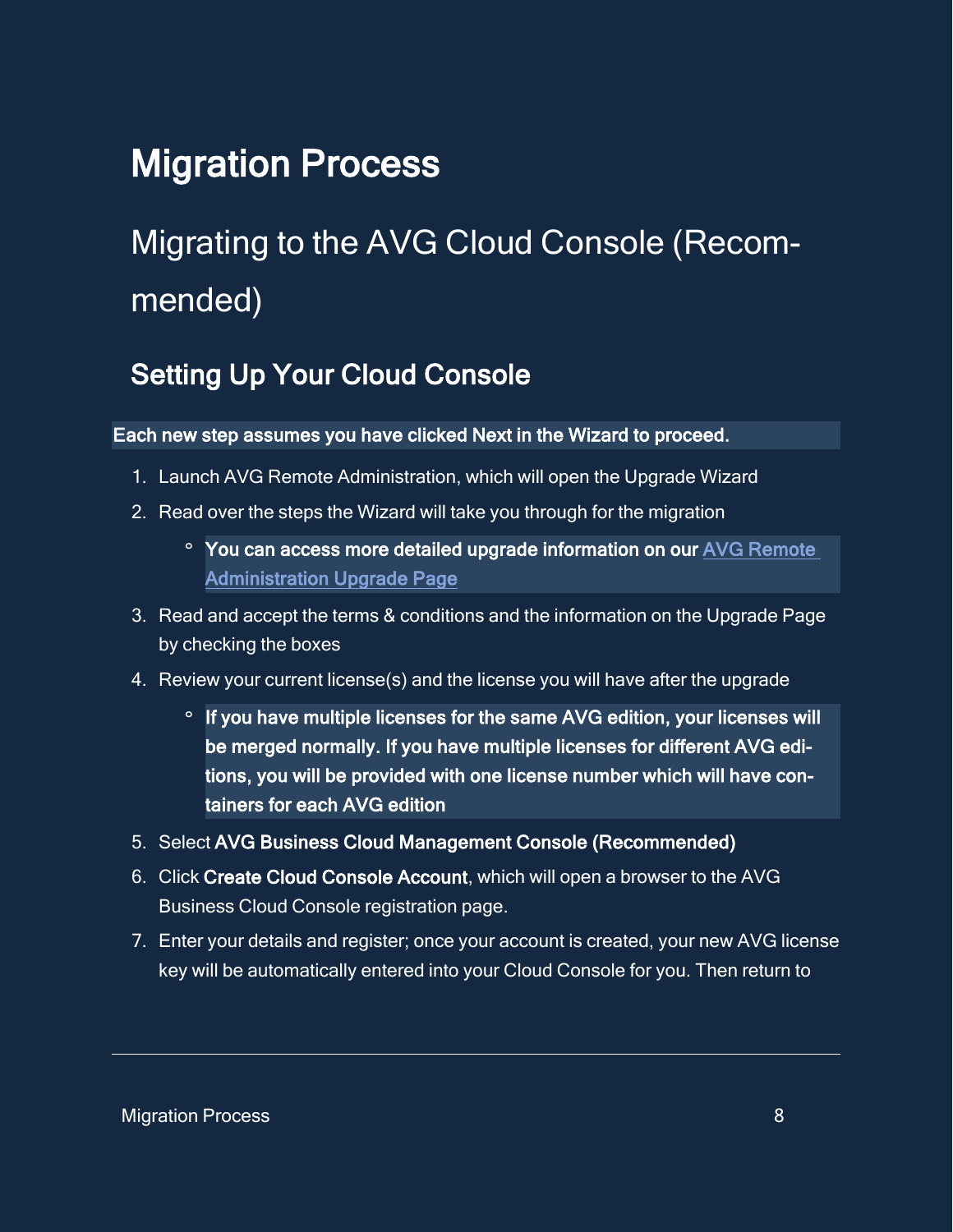# Migration Process

## Migrating to the AVG Cloud Console (Recommended)

### Setting Up Your Cloud Console

**Each new step assumes you have clicked Next in the Wizard to proceed.**

1. Launch AVG Remote Administration, which will open the Upgrade Wizard
2. Read over the steps the Wizard will take you through for the migration
   - **You can access more detailed upgrade information on our [AVG Remote Administration Upgrade Page]()**
3. Read and accept the terms & conditions and the information on the Upgrade Page by checking the boxes
4. Review your current license(s) and the license you will have after the upgrade
   - **If you have multiple licenses for the same AVG edition, your licenses will be merged normally. If you have multiple licenses for different AVG editions, you will be provided with one license number which will have containers for each AVG edition**
5. Select **AVG Business Cloud Management Console (Recommended)**
6. Click **Create Cloud Console Account**, which will open a browser to the AVG Business Cloud Console registration page.
7. Enter your details and register; once your account is created, your new AVG license key will be automatically entered into your Cloud Console for you. Then return to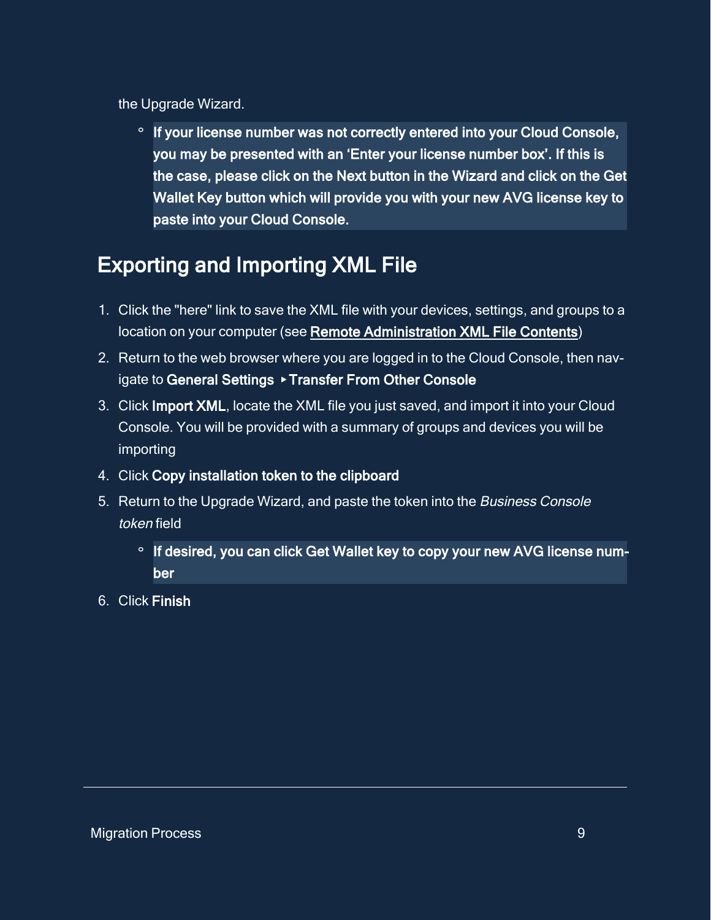the Upgrade Wizard.

- **If your license number was not correctly entered into your Cloud Console, you may be presented with an 'Enter your license number box'. If this is the case, please click on the Next button in the Wizard and click on the Get Wallet Key button which will provide you with your new AVG license key to paste into your Cloud Console.**

## Exporting and Importing XML File

1. Click the "here" link to save the XML file with your devices, settings, and groups to a location on your computer (see **Remote Administration XML File Contents**)
2. Return to the web browser where you are logged in to the Cloud Console, then navigate to **General Settings** ▸ **Transfer From Other Console**
3. Click **Import XML**, locate the XML file you just saved, and import it into your Cloud Console. You will be provided with a summary of groups and devices you will be importing
4. Click **Copy installation token to the clipboard**
5. Return to the Upgrade Wizard, and paste the token into the *Business Console token* field
   - **If desired, you can click Get Wallet key to copy your new AVG license number**
6. Click **Finish**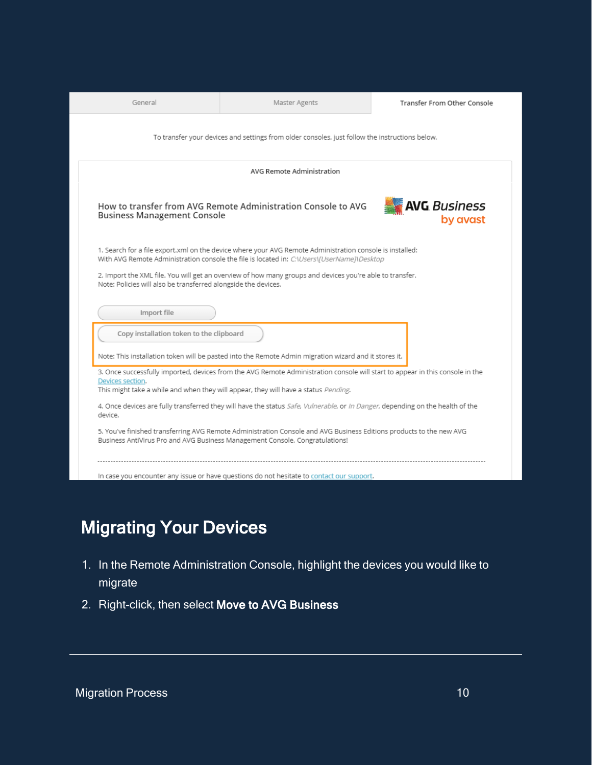General | Master Agents | Transfer From Other Console

To transfer your devices and settings from older consoles, just follow the instructions below.

AVG Remote Administration

How to transfer from AVG Remote Administration Console to AVG Business Management Console

AVG Business by avast

1. Search for a file export.xml on the device where your AVG Remote Administration console is installed:
With AVG Remote Administration console the file is located in: *C:\Users\[UserName]\Desktop*

2. Import the XML file. You will get an overview of how many groups and devices you're able to transfer.
Note: Policies will also be transferred alongside the devices.

Import file

Copy installation token to the clipboard

Note: This installation token will be pasted into the Remote Admin migration wizard and it stores it.

3. Once successfully imported, devices from the AVG Remote Administration console will start to appear in this console in the Devices section.
This might take a while and when they will appear, they will have a status *Pending*.

4. Once devices are fully transferred they will have the status *Safe*, *Vulnerable*, or *In Danger*, depending on the health of the device.

5. You've finished transferring AVG Remote Administration Console and AVG Business Editions products to the new AVG Business AntiVirus Pro and AVG Business Management Console. Congratulations!

In case you encounter any issue or have questions do not hesitate to contact our support.

## Migrating Your Devices

1. In the Remote Administration Console, highlight the devices you would like to migrate
2. Right-click, then select **Move to AVG Business**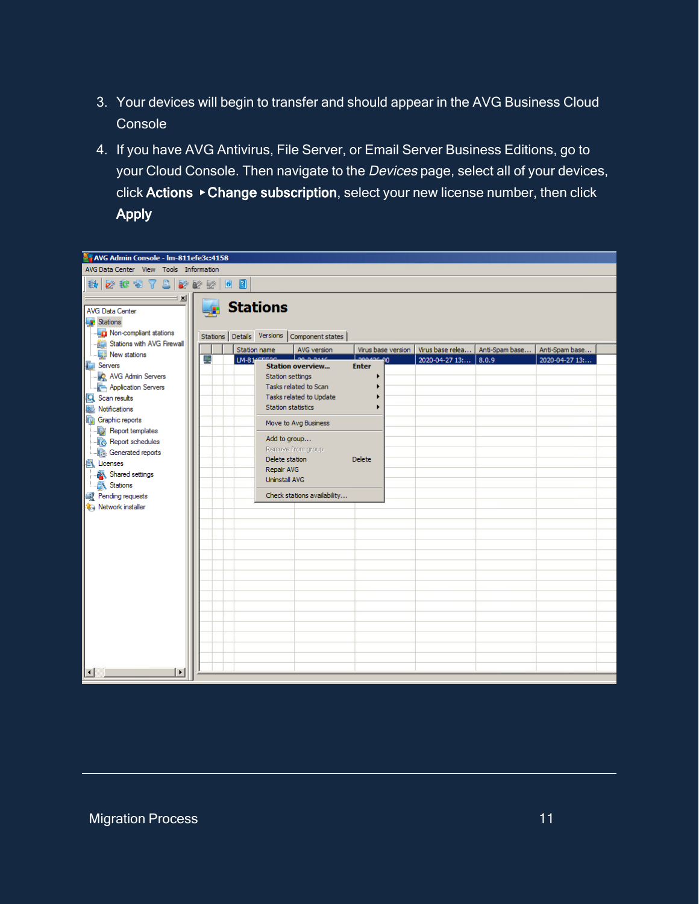3. Your devices will begin to transfer and should appear in the AVG Business Cloud Console
4. If you have AVG Antivirus, File Server, or Email Server Business Editions, go to your Cloud Console. Then navigate to the *Devices* page, select all of your devices, click **Actions** ‣ **Change subscription**, select your new license number, then click **Apply**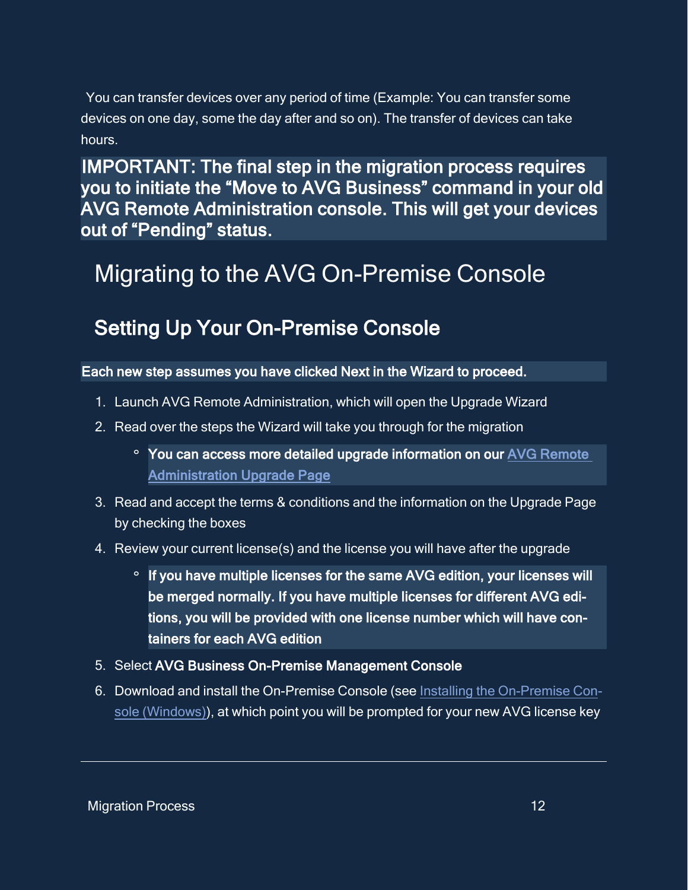You can transfer devices over any period of time (Example: You can transfer some devices on one day, some the day after and so on). The transfer of devices can take hours.

**IMPORTANT: The final step in the migration process requires you to initiate the “Move to AVG Business” command in your old AVG Remote Administration console. This will get your devices out of “Pending” status.**

# Migrating to the AVG On-Premise Console

## Setting Up Your On-Premise Console

**Each new step assumes you have clicked Next in the Wizard to proceed.**

1. Launch AVG Remote Administration, which will open the Upgrade Wizard
2. Read over the steps the Wizard will take you through for the migration
    - **You can access more detailed upgrade information on our [AVG Remote Administration Upgrade Page]()**
3. Read and accept the terms & conditions and the information on the Upgrade Page by checking the boxes
4. Review your current license(s) and the license you will have after the upgrade
    - **If you have multiple licenses for the same AVG edition, your licenses will be merged normally. If you have multiple licenses for different AVG editions, you will be provided with one license number which will have containers for each AVG edition**
5. Select **AVG Business On-Premise Management Console**
6. Download and install the On-Premise Console (see [Installing the On-Premise Console (Windows)]()), at which point you will be prompted for your new AVG license key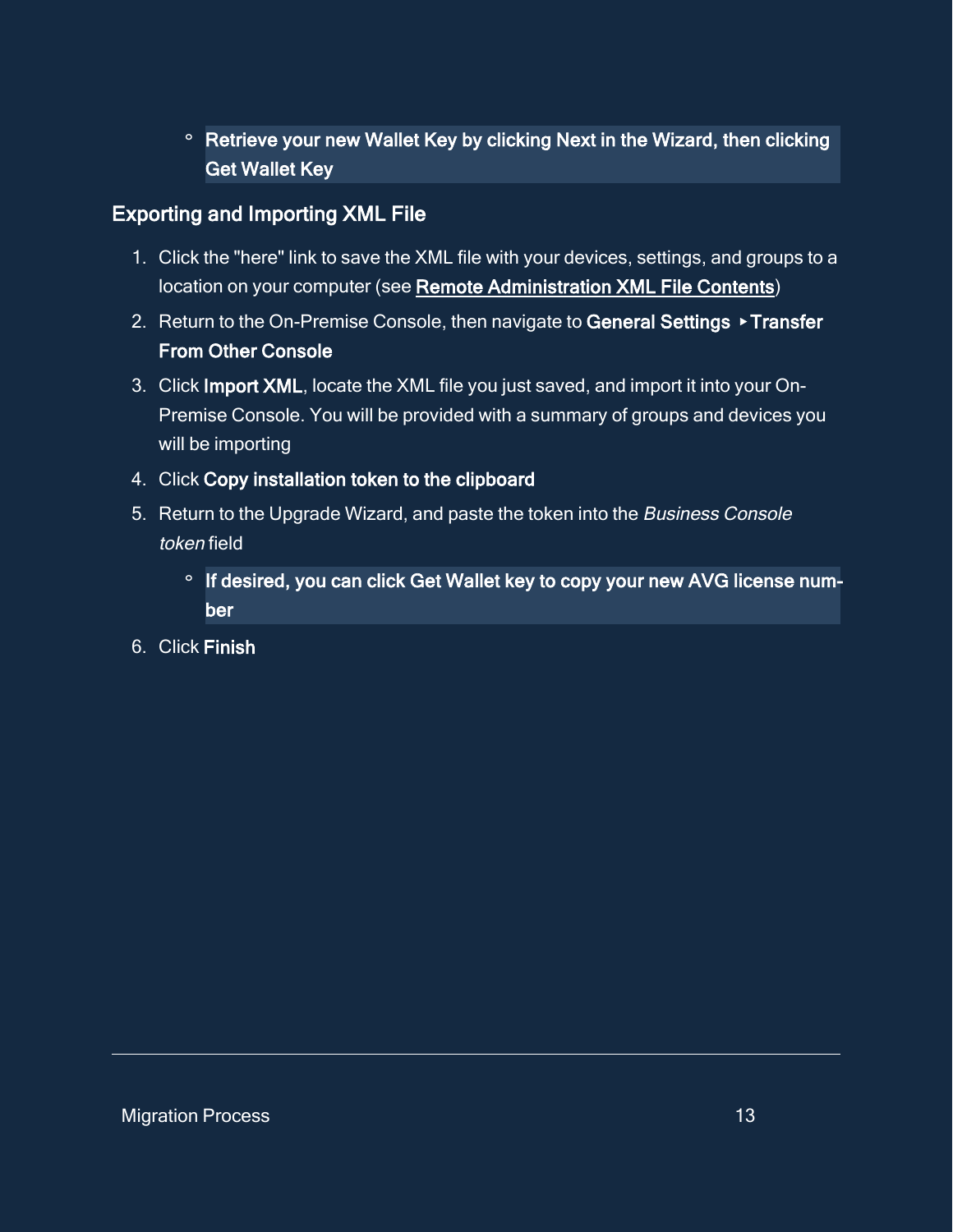- **Retrieve your new Wallet Key by clicking Next in the Wizard, then clicking Get Wallet Key**

## Exporting and Importing XML File

1. Click the "here" link to save the XML file with your devices, settings, and groups to a location on your computer (see **Remote Administration XML File Contents**)
2. Return to the On-Premise Console, then navigate to **General Settings ‣ Transfer From Other Console**
3. Click **Import XML**, locate the XML file you just saved, and import it into your On-Premise Console. You will be provided with a summary of groups and devices you will be importing
4. Click **Copy installation token to the clipboard**
5. Return to the Upgrade Wizard, and paste the token into the *Business Console token* field
   - **If desired, you can click Get Wallet key to copy your new AVG license number**
6. Click **Finish**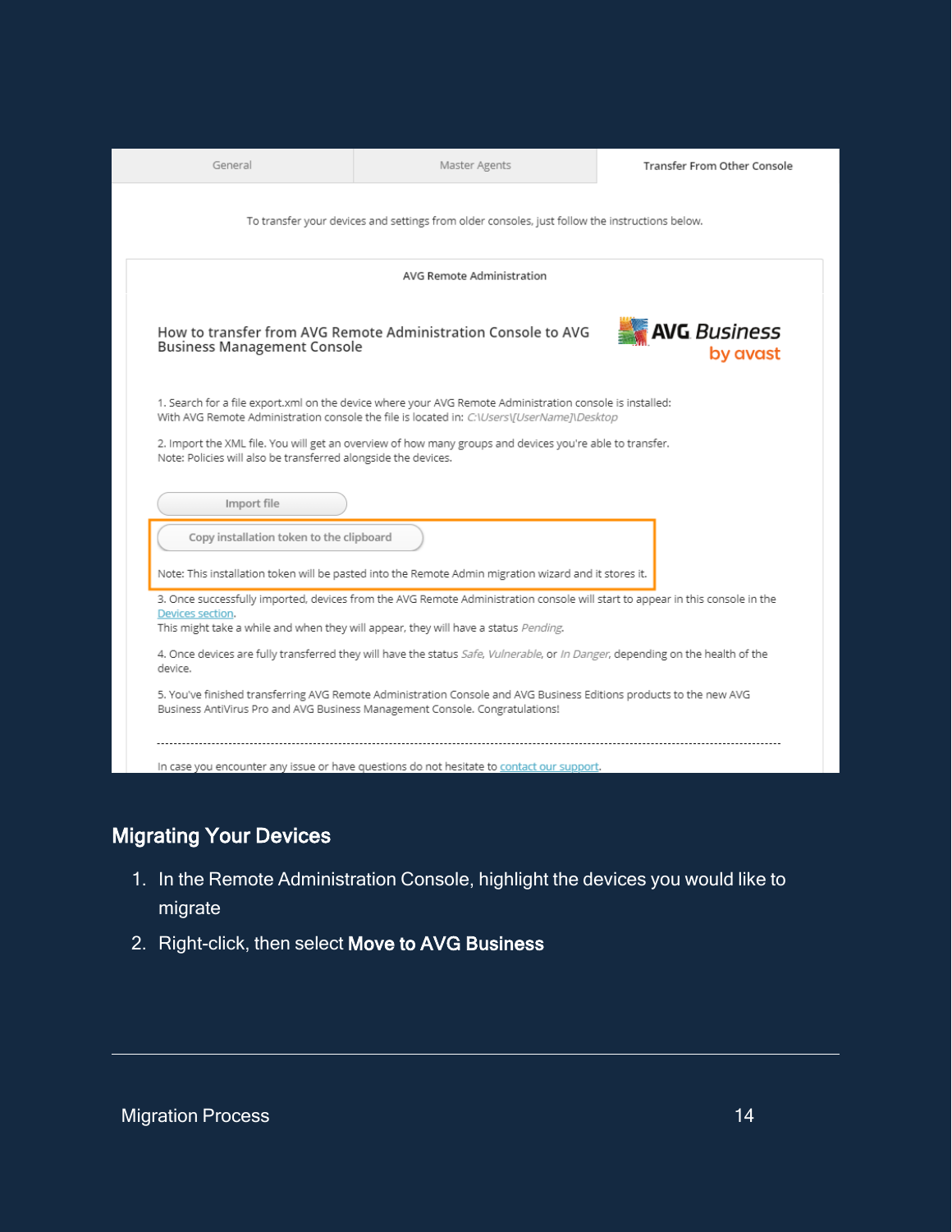| General | Master Agents | Transfer From Other Console |
| --- | --- | --- |

To transfer your devices and settings from older consoles, just follow the instructions below.

AVG Remote Administration

How to transfer from AVG Remote Administration Console to AVG Business Management Console

AVG Business by avast

1. Search for a file export.xml on the device where your AVG Remote Administration console is installed: With AVG Remote Administration console the file is located in: *C:\Users\[UserName]\Desktop*

2. Import the XML file. You will get an overview of how many groups and devices you're able to transfer. Note: Policies will also be transferred alongside the devices.

Import file

Copy installation token to the clipboard

Note: This installation token will be pasted into the Remote Admin migration wizard and it stores it.

3. Once successfully imported, devices from the AVG Remote Administration console will start to appear in this console in the Devices section. This might take a while and when they will appear, they will have a status *Pending*.

4. Once devices are fully transferred they will have the status *Safe*, *Vulnerable*, or *In Danger*, depending on the health of the device.

5. You've finished transferring AVG Remote Administration Console and AVG Business Editions products to the new AVG Business AntiVirus Pro and AVG Business Management Console. Congratulations!

In case you encounter any issue or have questions do not hesitate to contact our support.

## Migrating Your Devices

1. In the Remote Administration Console, highlight the devices you would like to migrate
2. Right-click, then select **Move to AVG Business**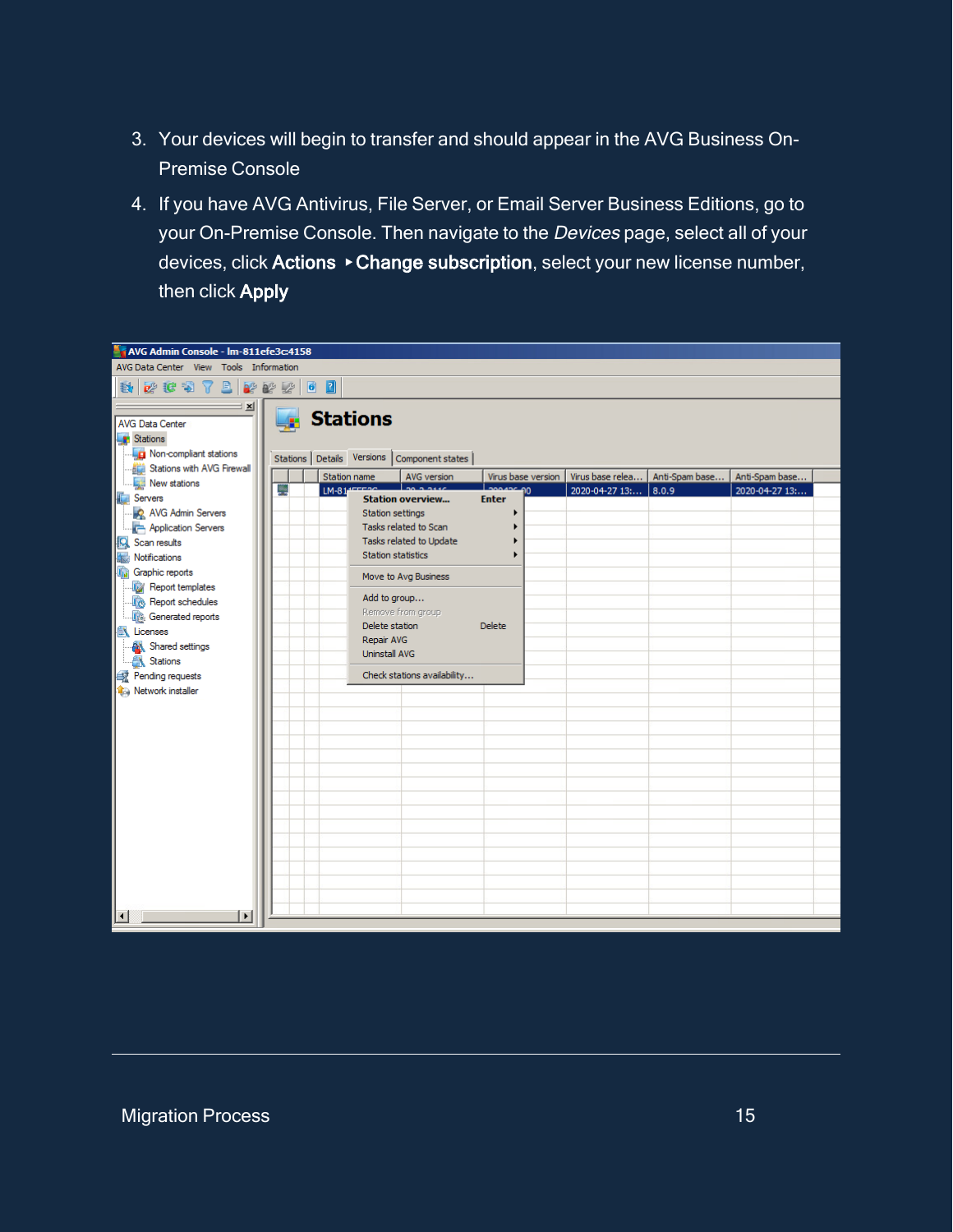3. Your devices will begin to transfer and should appear in the AVG Business On-Premise Console
4. If you have AVG Antivirus, File Server, or Email Server Business Editions, go to your On-Premise Console. Then navigate to the *Devices* page, select all of your devices, click **Actions** ‣ **Change subscription**, select your new license number, then click **Apply**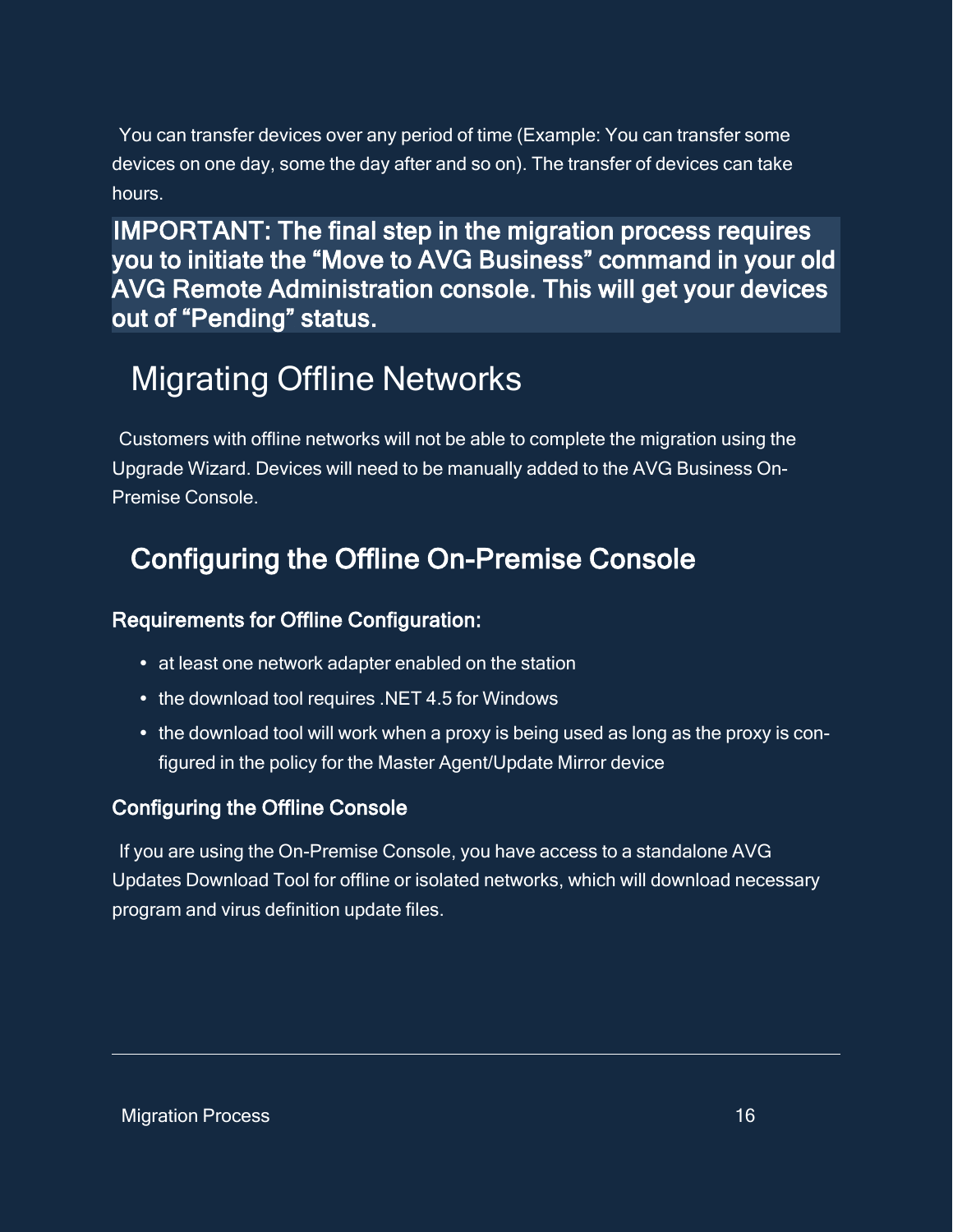You can transfer devices over any period of time (Example: You can transfer some devices on one day, some the day after and so on). The transfer of devices can take hours.

**IMPORTANT: The final step in the migration process requires you to initiate the "Move to AVG Business" command in your old AVG Remote Administration console. This will get your devices out of "Pending" status.**

# Migrating Offline Networks

Customers with offline networks will not be able to complete the migration using the Upgrade Wizard. Devices will need to be manually added to the AVG Business On-Premise Console.

## Configuring the Offline On-Premise Console

### Requirements for Offline Configuration:

- at least one network adapter enabled on the station
- the download tool requires .NET 4.5 for Windows
- the download tool will work when a proxy is being used as long as the proxy is configured in the policy for the Master Agent/Update Mirror device

### Configuring the Offline Console

If you are using the On-Premise Console, you have access to a standalone AVG Updates Download Tool for offline or isolated networks, which will download necessary program and virus definition update files.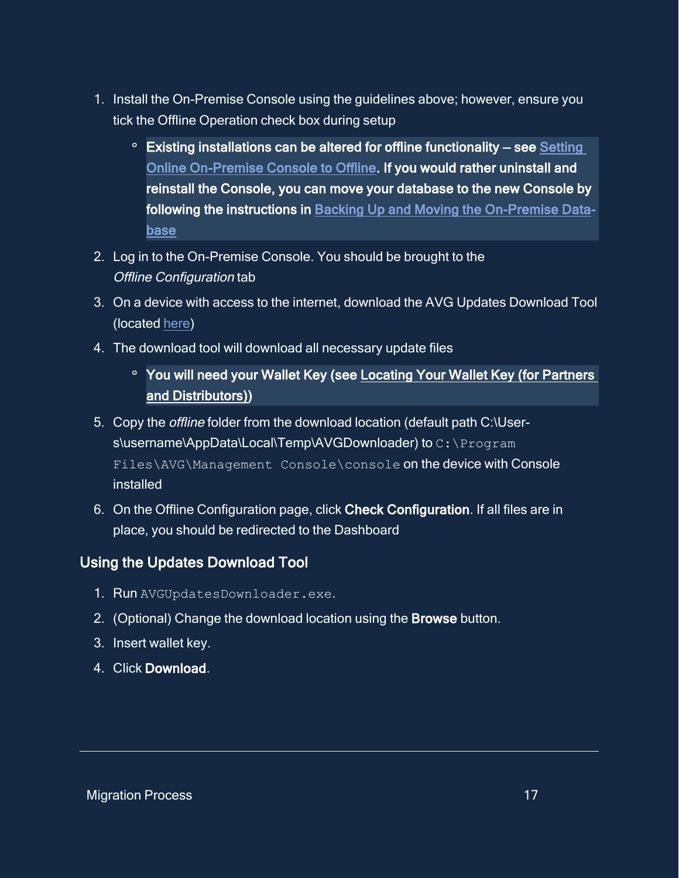1. Install the On-Premise Console using the guidelines above; however, ensure you tick the Offline Operation check box during setup
   - **Existing installations can be altered for offline functionality – see [Setting Online On-Premise Console to Offline](). If you would rather uninstall and reinstall the Console, you can move your database to the new Console by following the instructions in [Backing Up and Moving the On-Premise Database]()**
2. Log in to the On-Premise Console. You should be brought to the *Offline Configuration* tab
3. On a device with access to the internet, download the AVG Updates Download Tool (located [here]())
4. The download tool will download all necessary update files
   - **You will need your Wallet Key (see [Locating Your Wallet Key (for Partners and Distributors)]())**
5. Copy the *offline* folder from the download location (default path C:\Users\username\AppData\Local\Temp\AVGDownloader) to `C:\Program Files\AVG\Management Console\console` on the device with Console installed
6. On the Offline Configuration page, click **Check Configuration**. If all files are in place, you should be redirected to the Dashboard

### Using the Updates Download Tool

1. Run `AVGUpdatesDownloader.exe`.
2. (Optional) Change the download location using the **Browse** button.
3. Insert wallet key.
4. Click **Download**.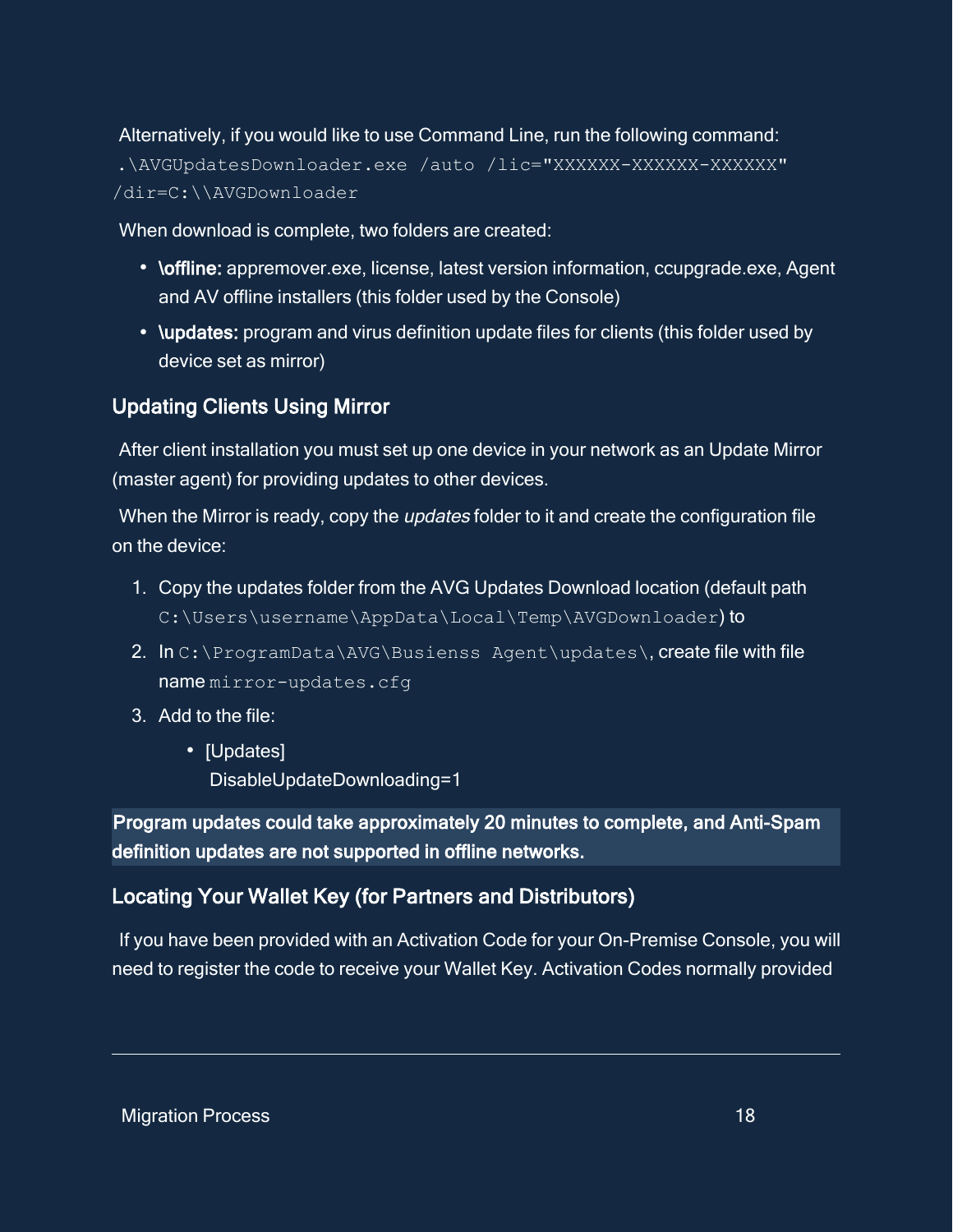Alternatively, if you would like to use Command Line, run the following command:

```
.\AVGUpdatesDownloader.exe /auto /lic="XXXXXX-XXXXXX-XXXXXX" /dir=C:\\AVGDownloader
```

When download is complete, two folders are created:

- **\offline:** appremover.exe, license, latest version information, ccupgrade.exe, Agent and AV offline installers (this folder used by the Console)
- **\updates:** program and virus definition update files for clients (this folder used by device set as mirror)

### Updating Clients Using Mirror

After client installation you must set up one device in your network as an Update Mirror (master agent) for providing updates to other devices.

When the Mirror is ready, copy the *updates* folder to it and create the configuration file on the device:

1. Copy the updates folder from the AVG Updates Download location (default path `C:\Users\username\AppData\Local\Temp\AVGDownloader`) to
2. In `C:\ProgramData\AVG\Busienss Agent\updates\`, create file with file name `mirror-updates.cfg`
3. Add to the file:
   - [Updates]
     DisableUpdateDownloading=1

**Program updates could take approximately 20 minutes to complete, and Anti-Spam definition updates are not supported in offline networks.**

### Locating Your Wallet Key (for Partners and Distributors)

If you have been provided with an Activation Code for your On-Premise Console, you will need to register the code to receive your Wallet Key. Activation Codes normally provided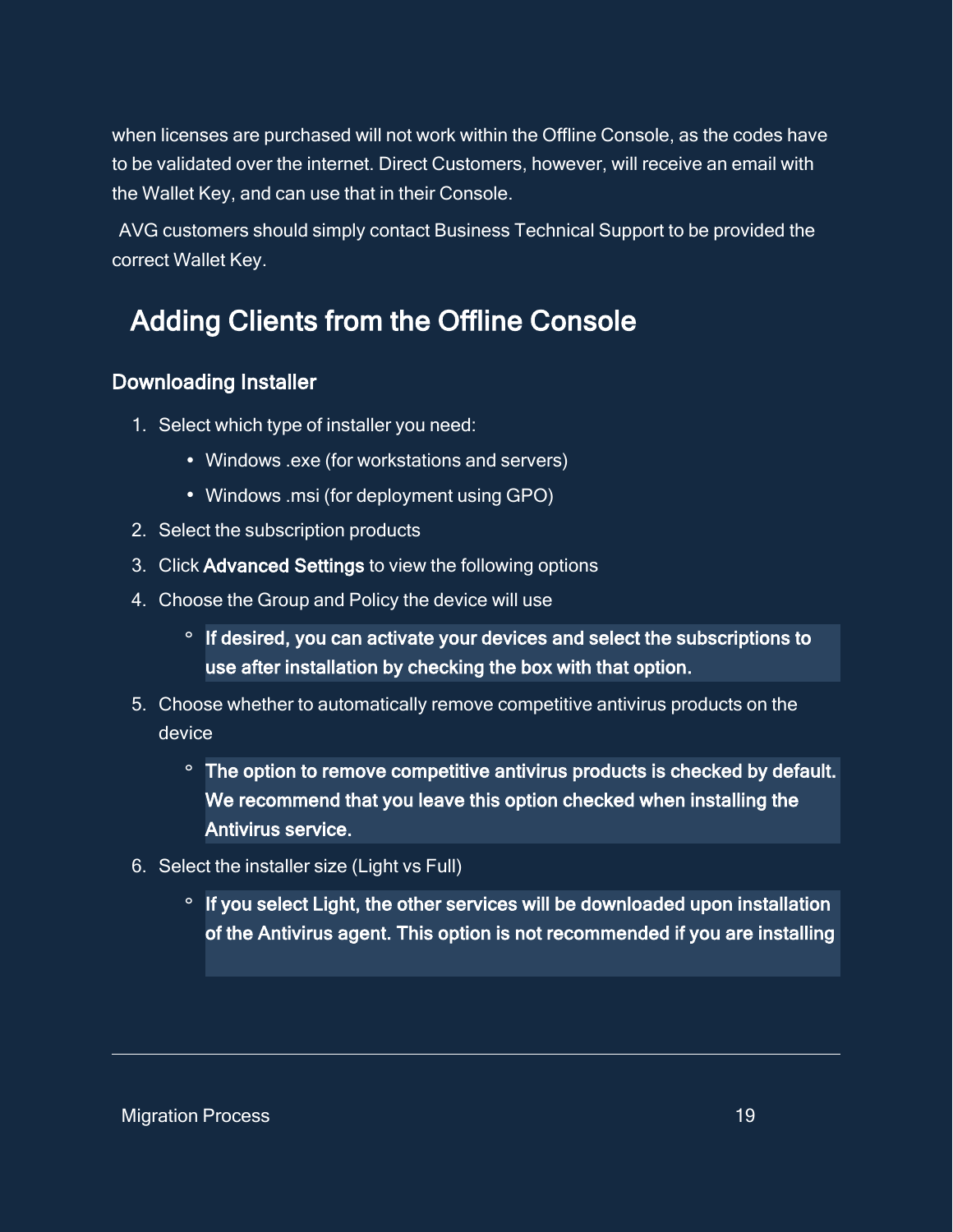when licenses are purchased will not work within the Offline Console, as the codes have to be validated over the internet. Direct Customers, however, will receive an email with the Wallet Key, and can use that in their Console.

AVG customers should simply contact Business Technical Support to be provided the correct Wallet Key.

## Adding Clients from the Offline Console

### Downloading Installer

1. Select which type of installer you need:
   - Windows .exe (for workstations and servers)
   - Windows .msi (for deployment using GPO)
2. Select the subscription products
3. Click **Advanced Settings** to view the following options
4. Choose the Group and Policy the device will use
   - **If desired, you can activate your devices and select the subscriptions to use after installation by checking the box with that option.**
5. Choose whether to automatically remove competitive antivirus products on the device
   - **The option to remove competitive antivirus products is checked by default. We recommend that you leave this option checked when installing the Antivirus service.**
6. Select the installer size (Light vs Full)
   - **If you select Light, the other services will be downloaded upon installation of the Antivirus agent. This option is not recommended if you are installing**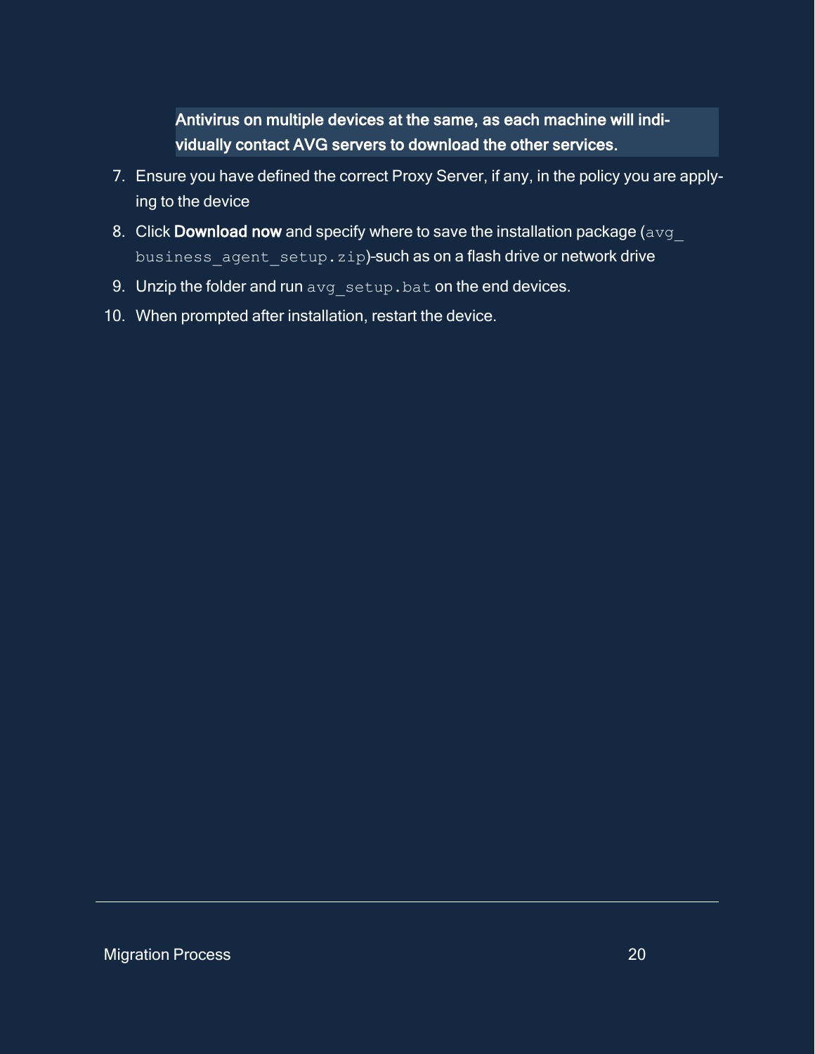**Antivirus on multiple devices at the same, as each machine will individually contact AVG servers to download the other services.**

7. Ensure you have defined the correct Proxy Server, if any, in the policy you are applying to the device
8. Click **Download now** and specify where to save the installation package (`avg_business_agent_setup.zip`)-such as on a flash drive or network drive
9. Unzip the folder and run `avg_setup.bat` on the end devices.
10. When prompted after installation, restart the device.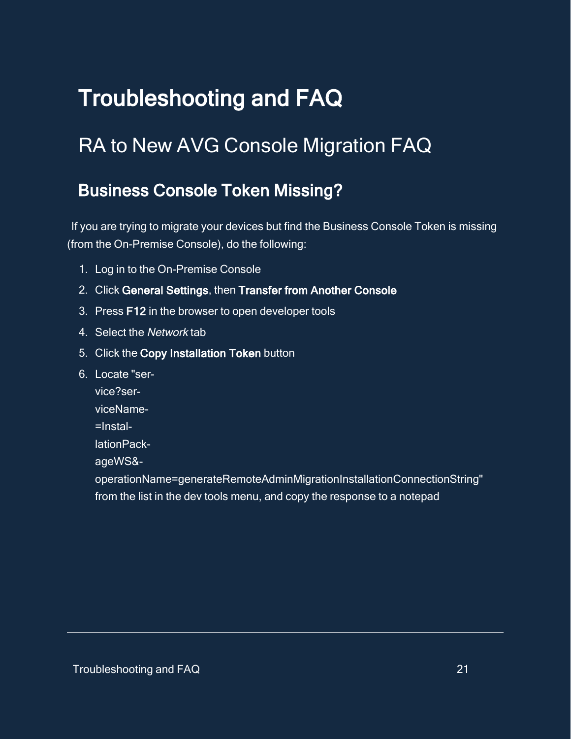# Troubleshooting and FAQ

## RA to New AVG Console Migration FAQ

### Business Console Token Missing?

If you are trying to migrate your devices but find the Business Console Token is missing (from the On-Premise Console), do the following:

1. Log in to the On-Premise Console
2. Click **General Settings**, then **Transfer from Another Console**
3. Press **F12** in the browser to open developer tools
4. Select the *Network* tab
5. Click the **Copy Installation Token** button
6. Locate "service?serviceName=InstallationPackageWS&operationName=generateRemoteAdminMigrationInstallationConnectionString" from the list in the dev tools menu, and copy the response to a notepad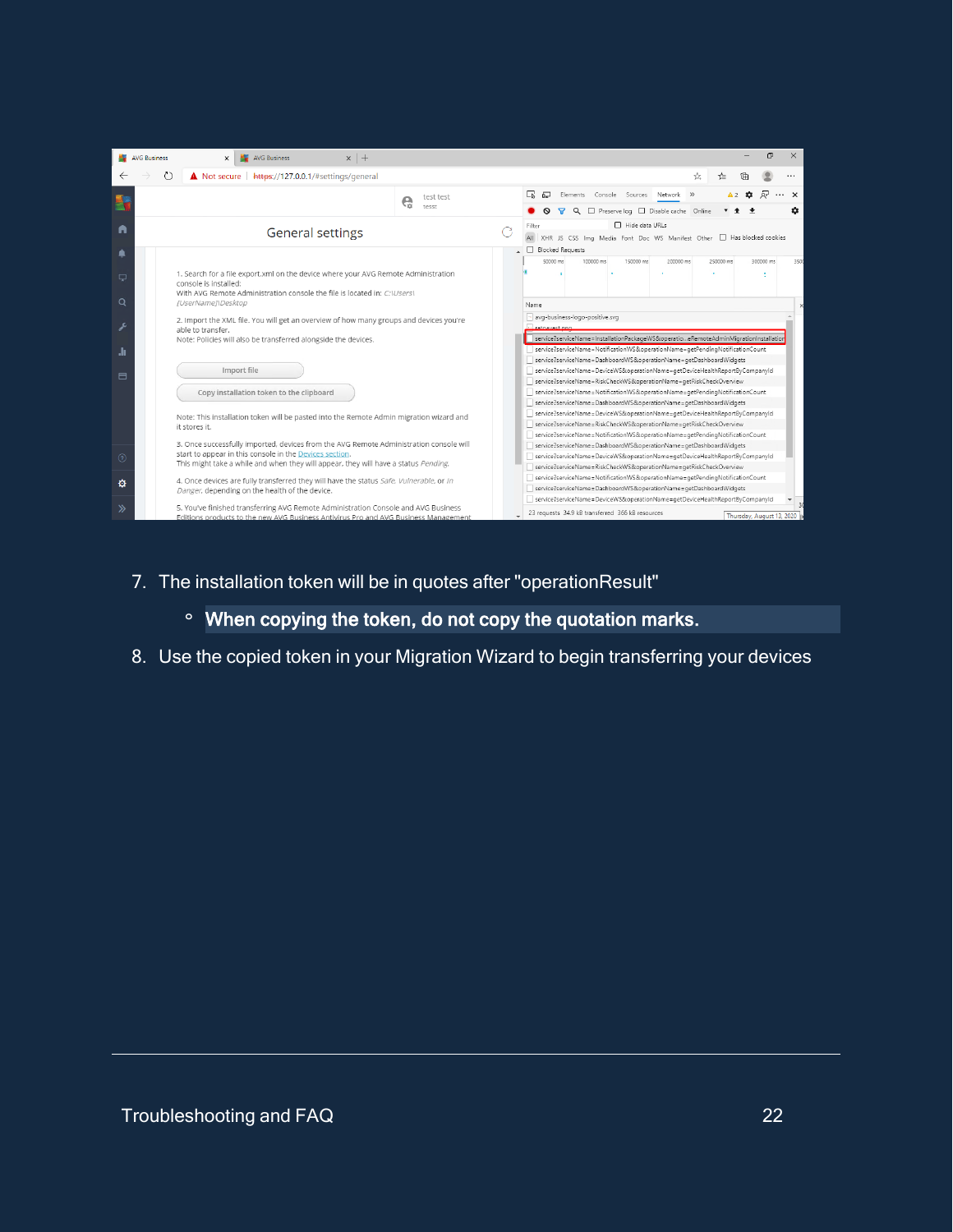7. The installation token will be in quotes after "operationResult"
   - **When copying the token, do not copy the quotation marks.**
8. Use the copied token in your Migration Wizard to begin transferring your devices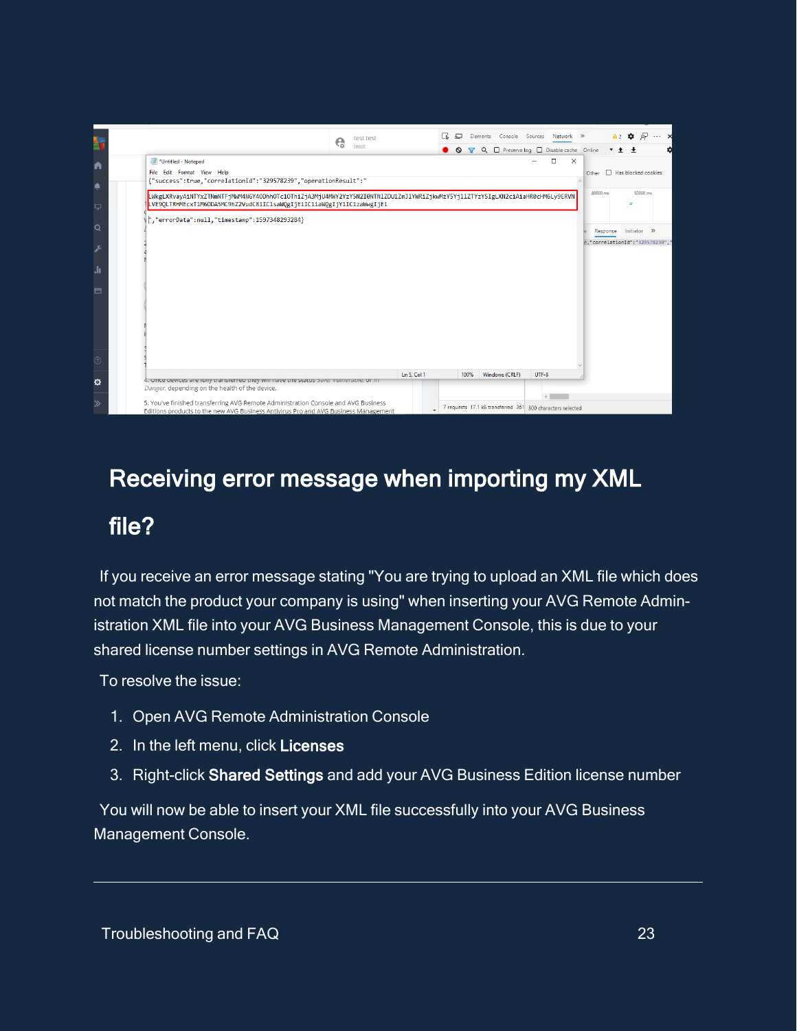## Receiving error message when importing my XML file?

If you receive an error message stating "You are trying to upload an XML file which does not match the product your company is using" when inserting your AVG Remote Administration XML file into your AVG Business Management Console, this is due to your shared license number settings in AVG Remote Administration.

To resolve the issue:

1. Open AVG Remote Administration Console
2. In the left menu, click **Licenses**
3. Right-click **Shared Settings** and add your AVG Business Edition license number

You will now be able to insert your XML file successfully into your AVG Business Management Console.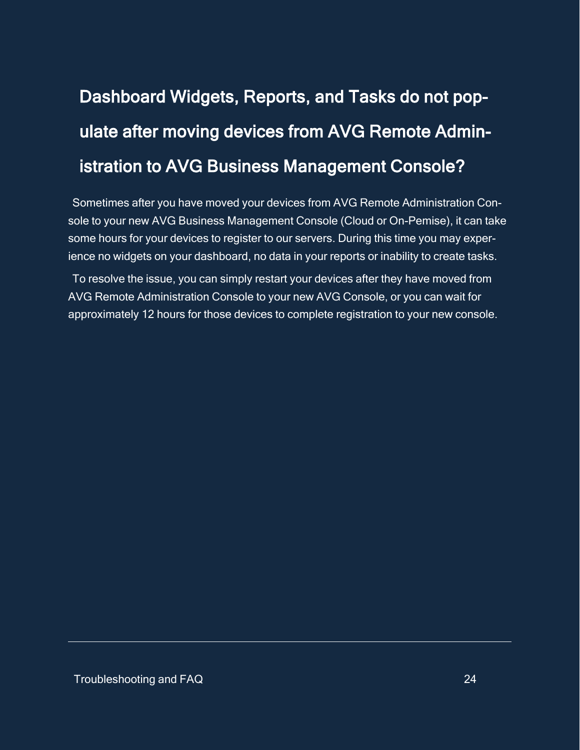# Dashboard Widgets, Reports, and Tasks do not populate after moving devices from AVG Remote Administration to AVG Business Management Console?

Sometimes after you have moved your devices from AVG Remote Administration Console to your new AVG Business Management Console (Cloud or On-Pemise), it can take some hours for your devices to register to our servers. During this time you may experience no widgets on your dashboard, no data in your reports or inability to create tasks.

To resolve the issue, you can simply restart your devices after they have moved from AVG Remote Administration Console to your new AVG Console, or you can wait for approximately 12 hours for those devices to complete registration to your new console.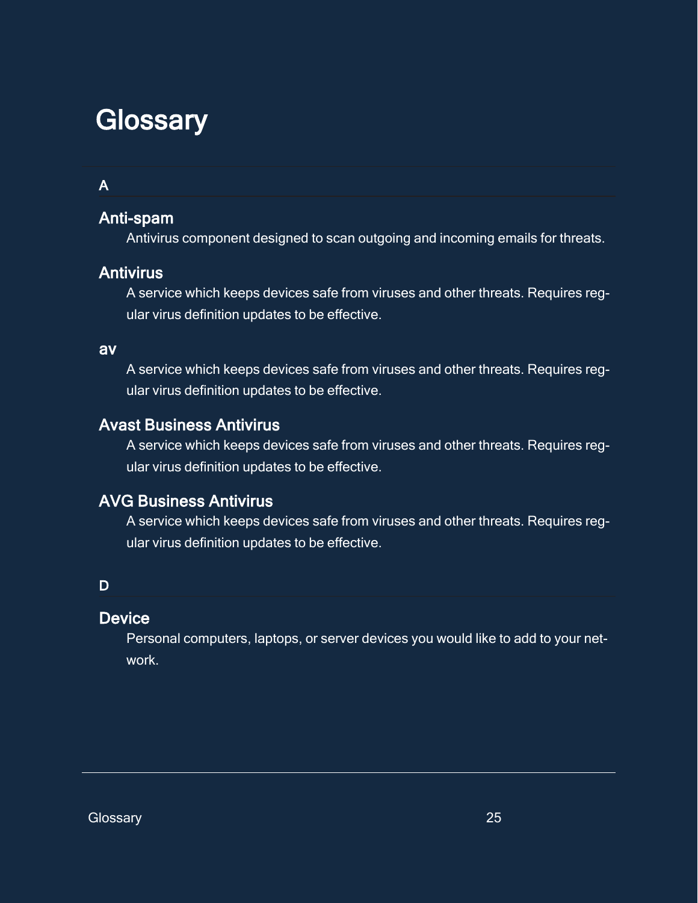# Glossary

## A

### Anti-spam

Antivirus component designed to scan outgoing and incoming emails for threats.

### Antivirus

A service which keeps devices safe from viruses and other threats. Requires regular virus definition updates to be effective.

### av

A service which keeps devices safe from viruses and other threats. Requires regular virus definition updates to be effective.

### Avast Business Antivirus

A service which keeps devices safe from viruses and other threats. Requires regular virus definition updates to be effective.

### AVG Business Antivirus

A service which keeps devices safe from viruses and other threats. Requires regular virus definition updates to be effective.

## D

### Device

Personal computers, laptops, or server devices you would like to add to your network.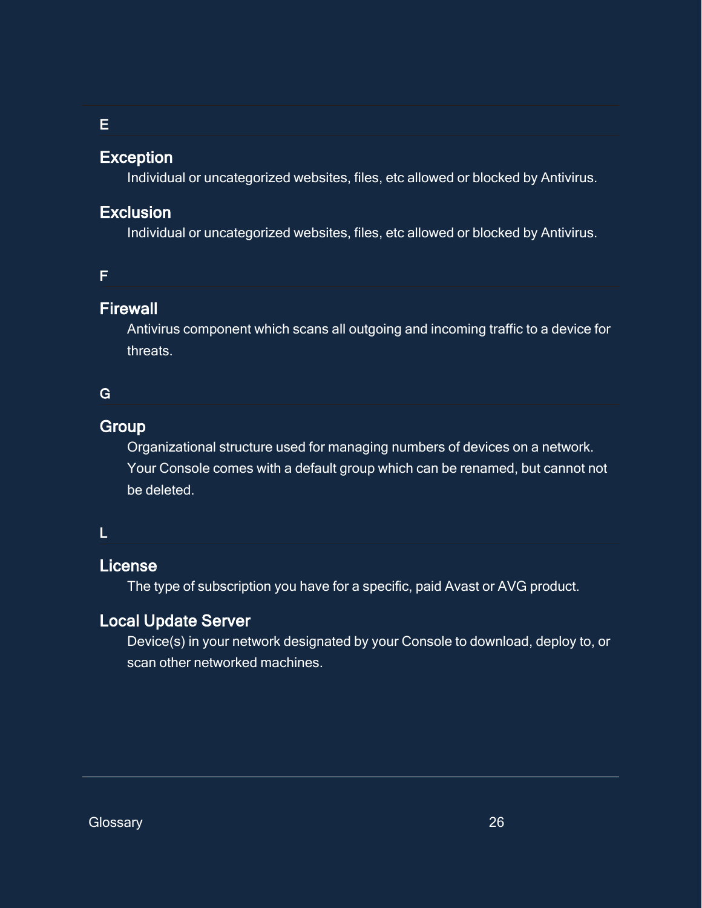## E

### Exception

Individual or uncategorized websites, files, etc allowed or blocked by Antivirus.

### Exclusion

Individual or uncategorized websites, files, etc allowed or blocked by Antivirus.

## F

### Firewall

Antivirus component which scans all outgoing and incoming traffic to a device for threats.

## G

### Group

Organizational structure used for managing numbers of devices on a network. Your Console comes with a default group which can be renamed, but cannot not be deleted.

## L

### License

The type of subscription you have for a specific, paid Avast or AVG product.

### Local Update Server

Device(s) in your network designated by your Console to download, deploy to, or scan other networked machines.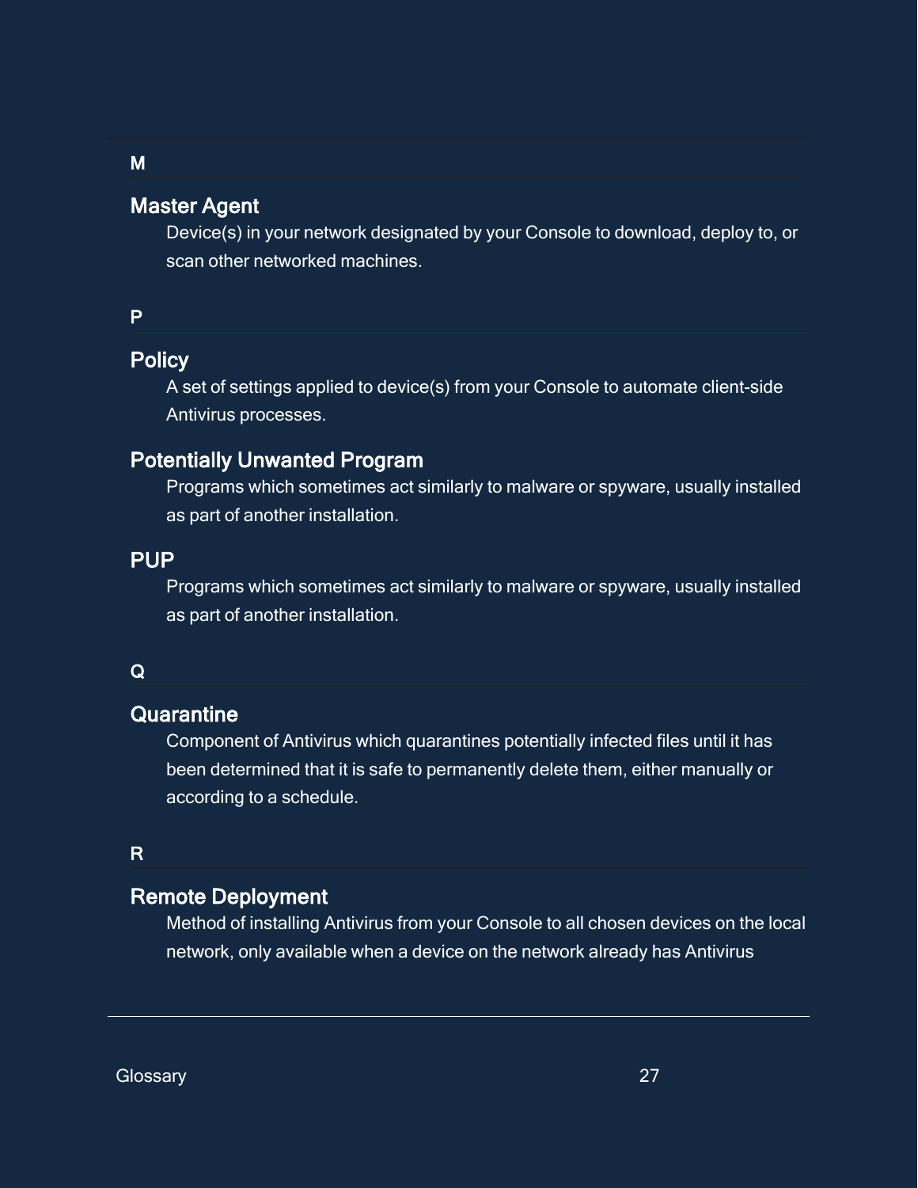## M

### Master Agent

Device(s) in your network designated by your Console to download, deploy to, or scan other networked machines.

## P

### Policy

A set of settings applied to device(s) from your Console to automate client-side Antivirus processes.

### Potentially Unwanted Program

Programs which sometimes act similarly to malware or spyware, usually installed as part of another installation.

### PUP

Programs which sometimes act similarly to malware or spyware, usually installed as part of another installation.

## Q

### Quarantine

Component of Antivirus which quarantines potentially infected files until it has been determined that it is safe to permanently delete them, either manually or according to a schedule.

## R

### Remote Deployment

Method of installing Antivirus from your Console to all chosen devices on the local network, only available when a device on the network already has Antivirus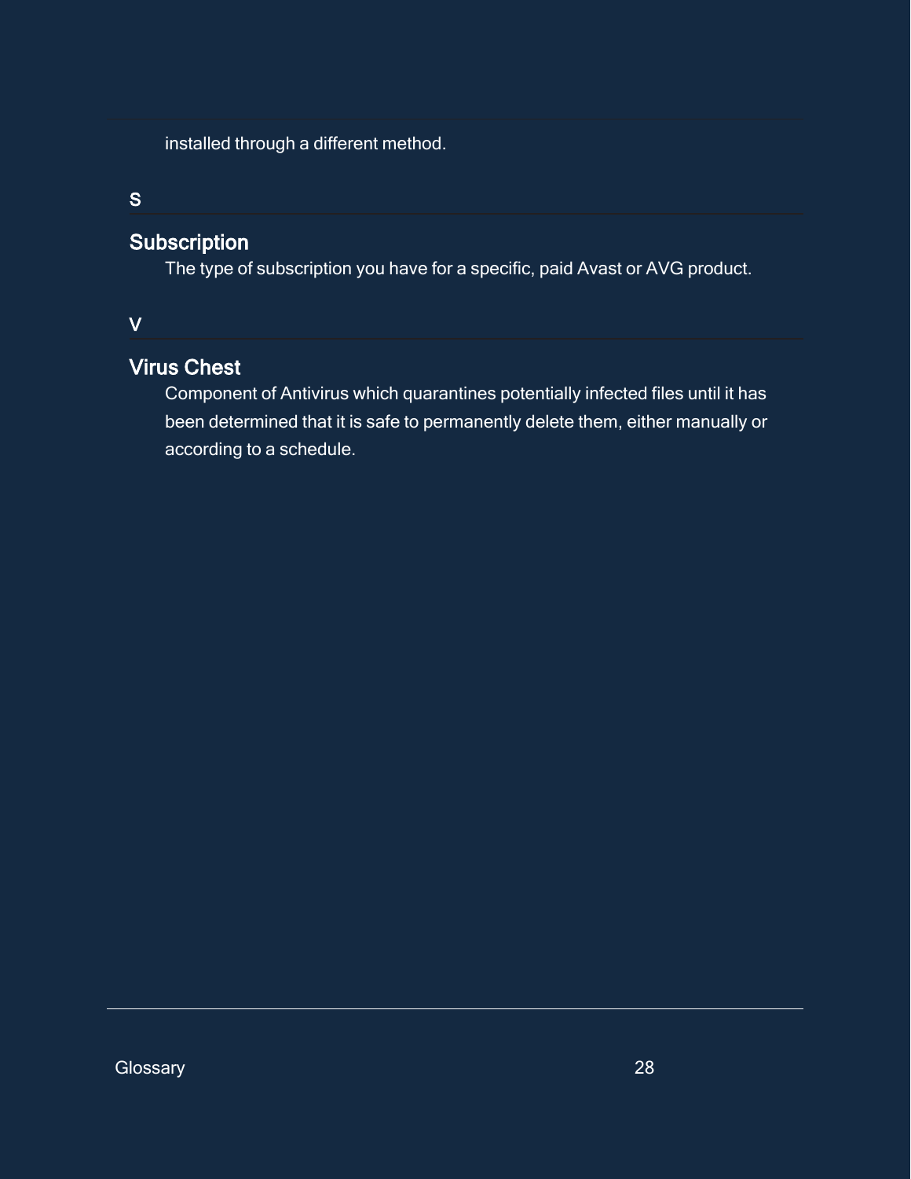installed through a different method.

## S

### Subscription

The type of subscription you have for a specific, paid Avast or AVG product.

## V

### Virus Chest

Component of Antivirus which quarantines potentially infected files until it has been determined that it is safe to permanently delete them, either manually or according to a schedule.